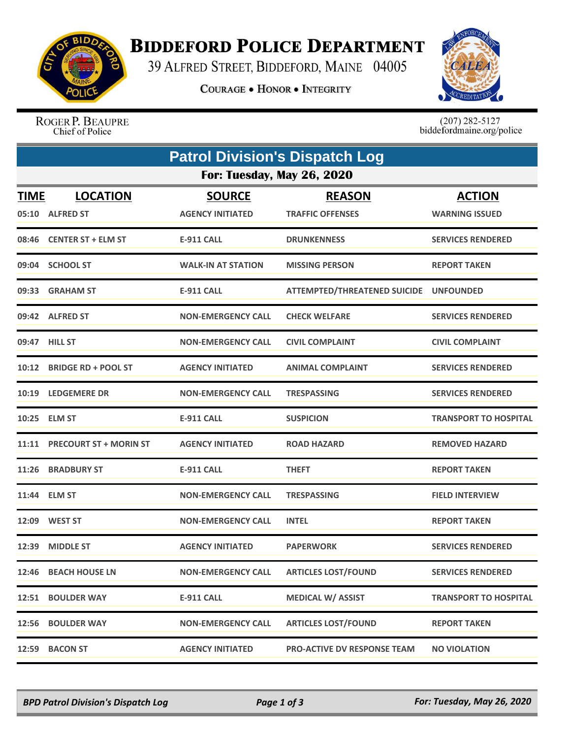# BIDDEFORD POLICE DEPARTMENT

39 ALFRED STREET, BIDDEFORD, MAINE 04005

COURAGE • HONOR • INTEGRITY

ROGER P. BEAUPRE
Chief of Police

(207) 282-5127
biddefordmaine.org/police

## Patrol Division's Dispatch Log

### For: Tuesday, May 26, 2020

| TIME | LOCATION | SOURCE | REASON | ACTION |
|---|---|---|---|---|
| 05:10 | ALFRED ST | AGENCY INITIATED | TRAFFIC OFFENSES | WARNING ISSUED |
| 08:46 | CENTER ST + ELM ST | E-911 CALL | DRUNKENNESS | SERVICES RENDERED |
| 09:04 | SCHOOL ST | WALK-IN AT STATION | MISSING PERSON | REPORT TAKEN |
| 09:33 | GRAHAM ST | E-911 CALL | ATTEMPTED/THREATENED SUICIDE | UNFOUNDED |
| 09:42 | ALFRED ST | NON-EMERGENCY CALL | CHECK WELFARE | SERVICES RENDERED |
| 09:47 | HILL ST | NON-EMERGENCY CALL | CIVIL COMPLAINT | CIVIL COMPLAINT |
| 10:12 | BRIDGE RD + POOL ST | AGENCY INITIATED | ANIMAL COMPLAINT | SERVICES RENDERED |
| 10:19 | LEDGEMERE DR | NON-EMERGENCY CALL | TRESPASSING | SERVICES RENDERED |
| 10:25 | ELM ST | E-911 CALL | SUSPICION | TRANSPORT TO HOSPITAL |
| 11:11 | PRECOURT ST + MORIN ST | AGENCY INITIATED | ROAD HAZARD | REMOVED HAZARD |
| 11:26 | BRADBURY ST | E-911 CALL | THEFT | REPORT TAKEN |
| 11:44 | ELM ST | NON-EMERGENCY CALL | TRESPASSING | FIELD INTERVIEW |
| 12:09 | WEST ST | NON-EMERGENCY CALL | INTEL | REPORT TAKEN |
| 12:39 | MIDDLE ST | AGENCY INITIATED | PAPERWORK | SERVICES RENDERED |
| 12:46 | BEACH HOUSE LN | NON-EMERGENCY CALL | ARTICLES LOST/FOUND | SERVICES RENDERED |
| 12:51 | BOULDER WAY | E-911 CALL | MEDICAL W/ ASSIST | TRANSPORT TO HOSPITAL |
| 12:56 | BOULDER WAY | NON-EMERGENCY CALL | ARTICLES LOST/FOUND | REPORT TAKEN |
| 12:59 | BACON ST | AGENCY INITIATED | PRO-ACTIVE DV RESPONSE TEAM | NO VIOLATION |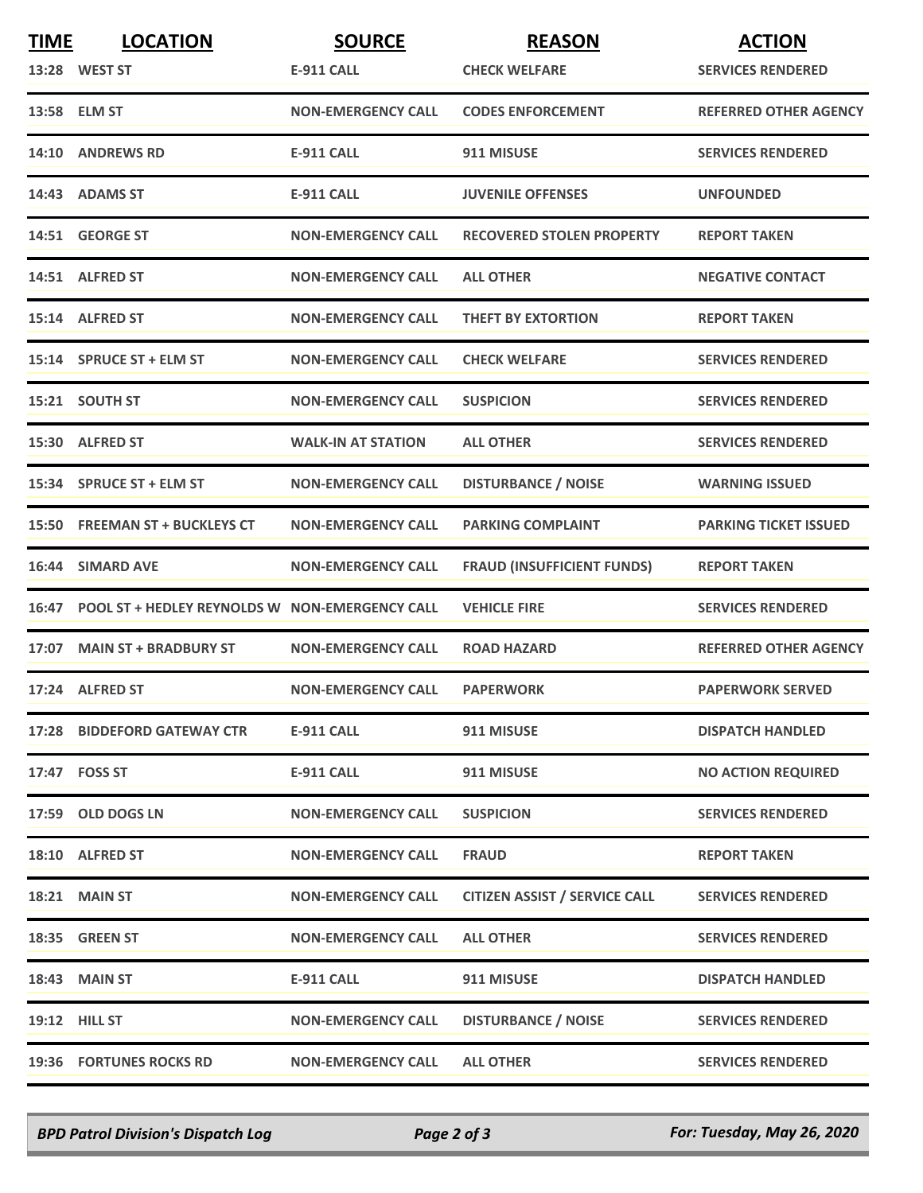| TIME | LOCATION | SOURCE | REASON | ACTION |
|---|---|---|---|---|
| 13:28 | WEST ST | E-911 CALL | CHECK WELFARE | SERVICES RENDERED |
| 13:58 | ELM ST | NON-EMERGENCY CALL | CODES ENFORCEMENT | REFERRED OTHER AGENCY |
| 14:10 | ANDREWS RD | E-911 CALL | 911 MISUSE | SERVICES RENDERED |
| 14:43 | ADAMS ST | E-911 CALL | JUVENILE OFFENSES | UNFOUNDED |
| 14:51 | GEORGE ST | NON-EMERGENCY CALL | RECOVERED STOLEN PROPERTY | REPORT TAKEN |
| 14:51 | ALFRED ST | NON-EMERGENCY CALL | ALL OTHER | NEGATIVE CONTACT |
| 15:14 | ALFRED ST | NON-EMERGENCY CALL | THEFT BY EXTORTION | REPORT TAKEN |
| 15:14 | SPRUCE ST + ELM ST | NON-EMERGENCY CALL | CHECK WELFARE | SERVICES RENDERED |
| 15:21 | SOUTH ST | NON-EMERGENCY CALL | SUSPICION | SERVICES RENDERED |
| 15:30 | ALFRED ST | WALK-IN AT STATION | ALL OTHER | SERVICES RENDERED |
| 15:34 | SPRUCE ST + ELM ST | NON-EMERGENCY CALL | DISTURBANCE / NOISE | WARNING ISSUED |
| 15:50 | FREEMAN ST + BUCKLEYS CT | NON-EMERGENCY CALL | PARKING COMPLAINT | PARKING TICKET ISSUED |
| 16:44 | SIMARD AVE | NON-EMERGENCY CALL | FRAUD (INSUFFICIENT FUNDS) | REPORT TAKEN |
| 16:47 | POOL ST + HEDLEY REYNOLDS W | NON-EMERGENCY CALL | VEHICLE FIRE | SERVICES RENDERED |
| 17:07 | MAIN ST + BRADBURY ST | NON-EMERGENCY CALL | ROAD HAZARD | REFERRED OTHER AGENCY |
| 17:24 | ALFRED ST | NON-EMERGENCY CALL | PAPERWORK | PAPERWORK SERVED |
| 17:28 | BIDDEFORD GATEWAY CTR | E-911 CALL | 911 MISUSE | DISPATCH HANDLED |
| 17:47 | FOSS ST | E-911 CALL | 911 MISUSE | NO ACTION REQUIRED |
| 17:59 | OLD DOGS LN | NON-EMERGENCY CALL | SUSPICION | SERVICES RENDERED |
| 18:10 | ALFRED ST | NON-EMERGENCY CALL | FRAUD | REPORT TAKEN |
| 18:21 | MAIN ST | NON-EMERGENCY CALL | CITIZEN ASSIST / SERVICE CALL | SERVICES RENDERED |
| 18:35 | GREEN ST | NON-EMERGENCY CALL | ALL OTHER | SERVICES RENDERED |
| 18:43 | MAIN ST | E-911 CALL | 911 MISUSE | DISPATCH HANDLED |
| 19:12 | HILL ST | NON-EMERGENCY CALL | DISTURBANCE / NOISE | SERVICES RENDERED |
| 19:36 | FORTUNES ROCKS RD | NON-EMERGENCY CALL | ALL OTHER | SERVICES RENDERED |

*BPD Patrol Division's Dispatch Log* — *For: Tuesday, May 26, 2020*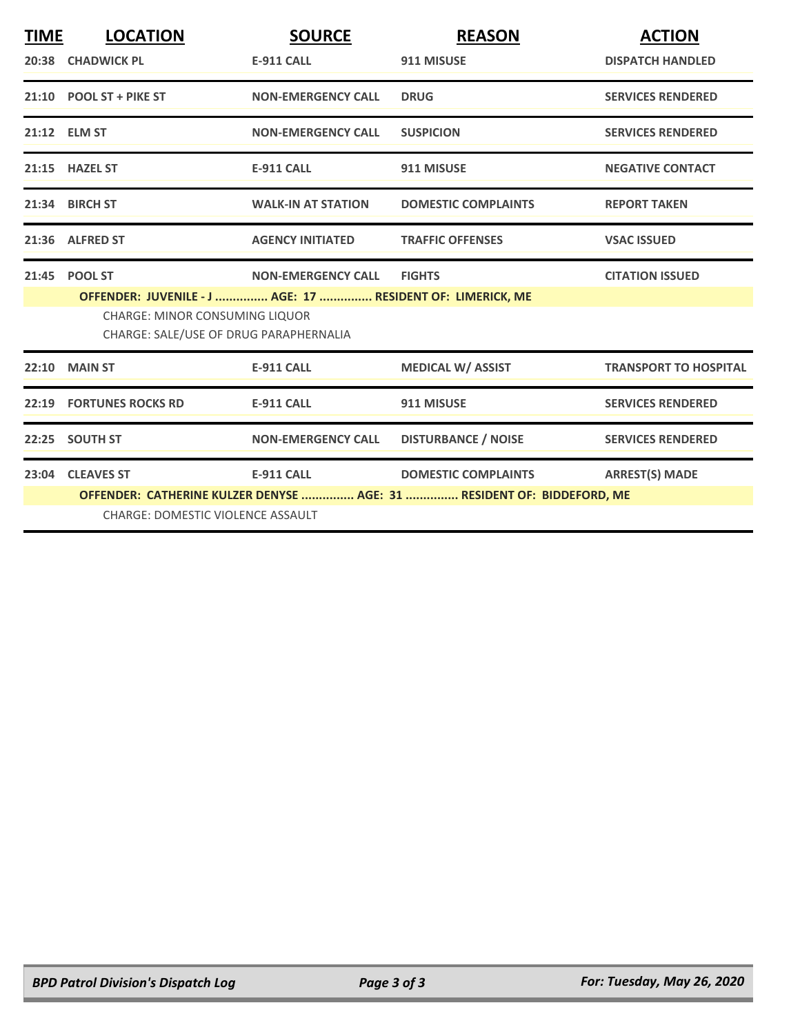| TIME | LOCATION | SOURCE | REASON | ACTION |
|---|---|---|---|---|
| 20:38 | CHADWICK PL | E-911 CALL | 911 MISUSE | DISPATCH HANDLED |
| 21:10 | POOL ST + PIKE ST | NON-EMERGENCY CALL | DRUG | SERVICES RENDERED |
| 21:12 | ELM ST | NON-EMERGENCY CALL | SUSPICION | SERVICES RENDERED |
| 21:15 | HAZEL ST | E-911 CALL | 911 MISUSE | NEGATIVE CONTACT |
| 21:34 | BIRCH ST | WALK-IN AT STATION | DOMESTIC COMPLAINTS | REPORT TAKEN |
| 21:36 | ALFRED ST | AGENCY INITIATED | TRAFFIC OFFENSES | VSAC ISSUED |
| 21:45 | POOL ST | NON-EMERGENCY CALL | FIGHTS | CITATION ISSUED |

**OFFENDER: JUVENILE - J ............... AGE: 17 ............... RESIDENT OF: LIMERICK, ME**

CHARGE: MINOR CONSUMING LIQUOR
CHARGE: SALE/USE OF DRUG PARAPHERNALIA

| TIME | LOCATION | SOURCE | REASON | ACTION |
|---|---|---|---|---|
| 22:10 | MAIN ST | E-911 CALL | MEDICAL W/ ASSIST | TRANSPORT TO HOSPITAL |
| 22:19 | FORTUNES ROCKS RD | E-911 CALL | 911 MISUSE | SERVICES RENDERED |
| 22:25 | SOUTH ST | NON-EMERGENCY CALL | DISTURBANCE / NOISE | SERVICES RENDERED |
| 23:04 | CLEAVES ST | E-911 CALL | DOMESTIC COMPLAINTS | ARREST(S) MADE |

**OFFENDER: CATHERINE KULZER DENYSE ............... AGE: 31 ............... RESIDENT OF: BIDDEFORD, ME**

CHARGE: DOMESTIC VIOLENCE ASSAULT